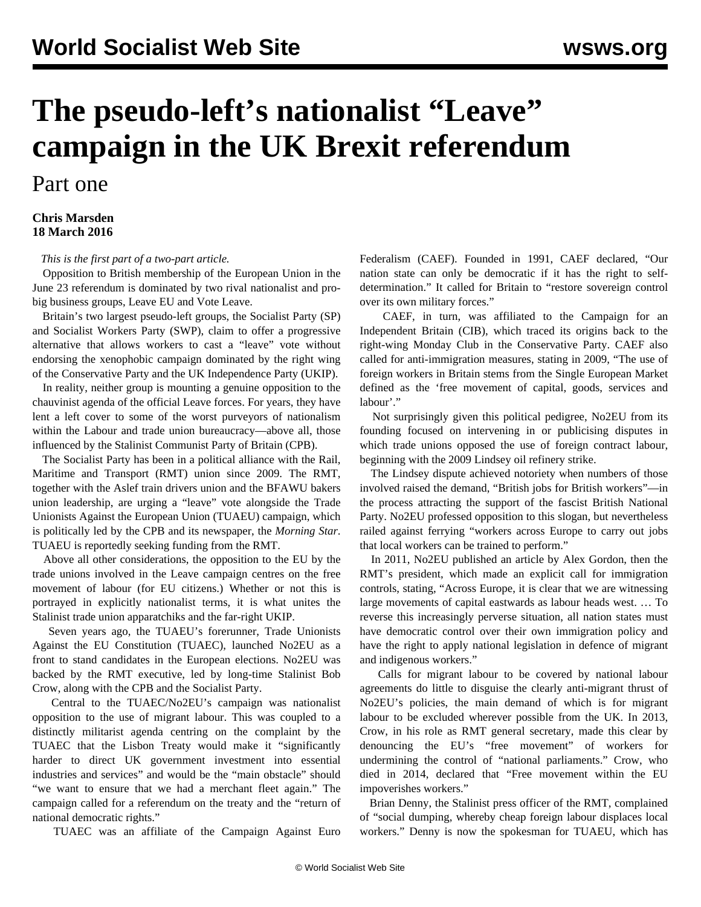# The pseudo-left's nationalist "Leave" campaign in the UK Brexit referendum

## Part one

**Chris Marsden**
**18 March 2016**

*This is the first part of a two-part article.*

Opposition to British membership of the European Union in the June 23 referendum is dominated by two rival nationalist and pro-big business groups, Leave EU and Vote Leave.

Britain's two largest pseudo-left groups, the Socialist Party (SP) and Socialist Workers Party (SWP), claim to offer a progressive alternative that allows workers to cast a "leave" vote without endorsing the xenophobic campaign dominated by the right wing of the Conservative Party and the UK Independence Party (UKIP).

In reality, neither group is mounting a genuine opposition to the chauvinist agenda of the official Leave forces. For years, they have lent a left cover to some of the worst purveyors of nationalism within the Labour and trade union bureaucracy—above all, those influenced by the Stalinist Communist Party of Britain (CPB).

The Socialist Party has been in a political alliance with the Rail, Maritime and Transport (RMT) union since 2009. The RMT, together with the Aslef train drivers union and the BFAWU bakers union leadership, are urging a "leave" vote alongside the Trade Unionists Against the European Union (TUAEU) campaign, which is politically led by the CPB and its newspaper, the *Morning Star*. TUAEU is reportedly seeking funding from the RMT.

Above all other considerations, the opposition to the EU by the trade unions involved in the Leave campaign centres on the free movement of labour (for EU citizens.) Whether or not this is portrayed in explicitly nationalist terms, it is what unites the Stalinist trade union apparatchiks and the far-right UKIP.

Seven years ago, the TUAEU's forerunner, Trade Unionists Against the EU Constitution (TUAEC), launched No2EU as a front to stand candidates in the European elections. No2EU was backed by the RMT executive, led by long-time Stalinist Bob Crow, along with the CPB and the Socialist Party.

Central to the TUAEC/No2EU's campaign was nationalist opposition to the use of migrant labour. This was coupled to a distinctly militarist agenda centring on the complaint by the TUAEC that the Lisbon Treaty would make it "significantly harder to direct UK government investment into essential industries and services" and would be the "main obstacle" should "we want to ensure that we had a merchant fleet again." The campaign called for a referendum on the treaty and the "return of national democratic rights."

TUAEC was an affiliate of the Campaign Against Euro Federalism (CAEF). Founded in 1991, CAEF declared, "Our nation state can only be democratic if it has the right to self-determination." It called for Britain to "restore sovereign control over its own military forces."

CAEF, in turn, was affiliated to the Campaign for an Independent Britain (CIB), which traced its origins back to the right-wing Monday Club in the Conservative Party. CAEF also called for anti-immigration measures, stating in 2009, "The use of foreign workers in Britain stems from the Single European Market defined as the 'free movement of capital, goods, services and labour'."

Not surprisingly given this political pedigree, No2EU from its founding focused on intervening in or publicising disputes in which trade unions opposed the use of foreign contract labour, beginning with the 2009 Lindsey oil refinery strike.

The Lindsey dispute achieved notoriety when numbers of those involved raised the demand, "British jobs for British workers"—in the process attracting the support of the fascist British National Party. No2EU professed opposition to this slogan, but nevertheless railed against ferrying "workers across Europe to carry out jobs that local workers can be trained to perform."

In 2011, No2EU published an article by Alex Gordon, then the RMT's president, which made an explicit call for immigration controls, stating, "Across Europe, it is clear that we are witnessing large movements of capital eastwards as labour heads west. … To reverse this increasingly perverse situation, all nation states must have democratic control over their own immigration policy and have the right to apply national legislation in defence of migrant and indigenous workers."

Calls for migrant labour to be covered by national labour agreements do little to disguise the clearly anti-migrant thrust of No2EU's policies, the main demand of which is for migrant labour to be excluded wherever possible from the UK. In 2013, Crow, in his role as RMT general secretary, made this clear by denouncing the EU's "free movement" of workers for undermining the control of "national parliaments." Crow, who died in 2014, declared that "Free movement within the EU impoverishes workers."

Brian Denny, the Stalinist press officer of the RMT, complained of "social dumping, whereby cheap foreign labour displaces local workers." Denny is now the spokesman for TUAEU, which has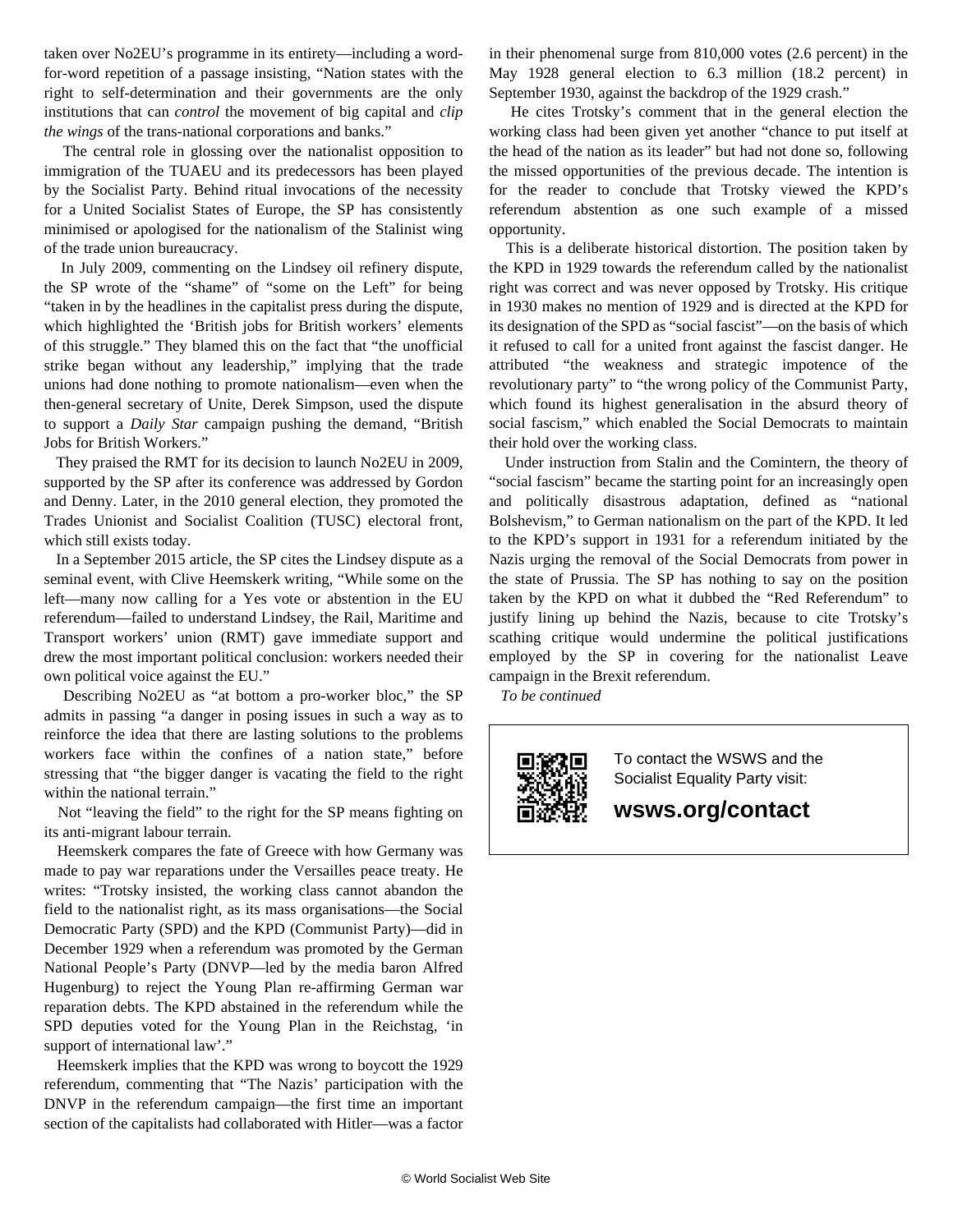taken over No2EU's programme in its entirety—including a word-for-word repetition of a passage insisting, "Nation states with the right to self-determination and their governments are the only institutions that can *control* the movement of big capital and *clip the wings* of the trans-national corporations and banks."

The central role in glossing over the nationalist opposition to immigration of the TUAEU and its predecessors has been played by the Socialist Party. Behind ritual invocations of the necessity for a United Socialist States of Europe, the SP has consistently minimised or apologised for the nationalism of the Stalinist wing of the trade union bureaucracy.

In July 2009, commenting on the Lindsey oil refinery dispute, the SP wrote of the "shame" of "some on the Left" for being "taken in by the headlines in the capitalist press during the dispute, which highlighted the 'British jobs for British workers' elements of this struggle." They blamed this on the fact that "the unofficial strike began without any leadership," implying that the trade unions had done nothing to promote nationalism—even when the then-general secretary of Unite, Derek Simpson, used the dispute to support a *Daily Star* campaign pushing the demand, "British Jobs for British Workers."

They praised the RMT for its decision to launch No2EU in 2009, supported by the SP after its conference was addressed by Gordon and Denny. Later, in the 2010 general election, they promoted the Trades Unionist and Socialist Coalition (TUSC) electoral front, which still exists today.

In a September 2015 article, the SP cites the Lindsey dispute as a seminal event, with Clive Heemskerk writing, "While some on the left—many now calling for a Yes vote or abstention in the EU referendum—failed to understand Lindsey, the Rail, Maritime and Transport workers' union (RMT) gave immediate support and drew the most important political conclusion: workers needed their own political voice against the EU."

Describing No2EU as "at bottom a pro-worker bloc," the SP admits in passing "a danger in posing issues in such a way as to reinforce the idea that there are lasting solutions to the problems workers face within the confines of a nation state," before stressing that "the bigger danger is vacating the field to the right within the national terrain."

Not "leaving the field" to the right for the SP means fighting on its anti-migrant labour terrain.

Heemskerk compares the fate of Greece with how Germany was made to pay war reparations under the Versailles peace treaty. He writes: "Trotsky insisted, the working class cannot abandon the field to the nationalist right, as its mass organisations—the Social Democratic Party (SPD) and the KPD (Communist Party)—did in December 1929 when a referendum was promoted by the German National People's Party (DNVP—led by the media baron Alfred Hugenburg) to reject the Young Plan re-affirming German war reparation debts. The KPD abstained in the referendum while the SPD deputies voted for the Young Plan in the Reichstag, 'in support of international law'."

Heemskerk implies that the KPD was wrong to boycott the 1929 referendum, commenting that "The Nazis' participation with the DNVP in the referendum campaign—the first time an important section of the capitalists had collaborated with Hitler—was a factor in their phenomenal surge from 810,000 votes (2.6 percent) in the May 1928 general election to 6.3 million (18.2 percent) in September 1930, against the backdrop of the 1929 crash."

He cites Trotsky's comment that in the general election the working class had been given yet another "chance to put itself at the head of the nation as its leader" but had not done so, following the missed opportunities of the previous decade. The intention is for the reader to conclude that Trotsky viewed the KPD's referendum abstention as one such example of a missed opportunity.

This is a deliberate historical distortion. The position taken by the KPD in 1929 towards the referendum called by the nationalist right was correct and was never opposed by Trotsky. His critique in 1930 makes no mention of 1929 and is directed at the KPD for its designation of the SPD as "social fascist"—on the basis of which it refused to call for a united front against the fascist danger. He attributed "the weakness and strategic impotence of the revolutionary party" to "the wrong policy of the Communist Party, which found its highest generalisation in the absurd theory of social fascism," which enabled the Social Democrats to maintain their hold over the working class.

Under instruction from Stalin and the Comintern, the theory of "social fascism" became the starting point for an increasingly open and politically disastrous adaptation, defined as "national Bolshevism," to German nationalism on the part of the KPD. It led to the KPD's support in 1931 for a referendum initiated by the Nazis urging the removal of the Social Democrats from power in the state of Prussia. The SP has nothing to say on the position taken by the KPD on what it dubbed the "Red Referendum" to justify lining up behind the Nazis, because to cite Trotsky's scathing critique would undermine the political justifications employed by the SP in covering for the nationalist Leave campaign in the Brexit referendum.

*To be continued*

To contact the WSWS and the Socialist Equality Party visit:

**wsws.org/contact**